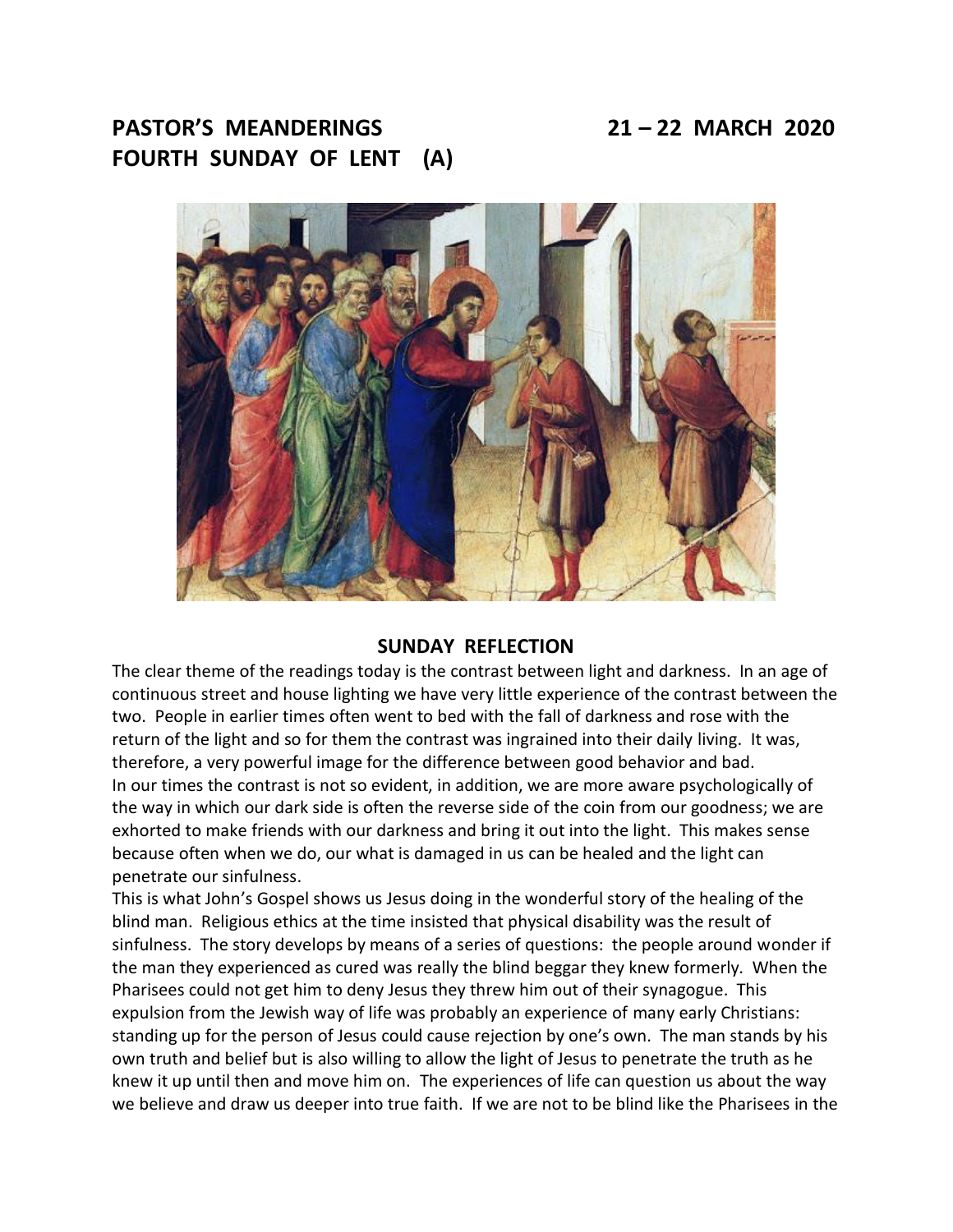# PASTOR'S MEANDERINGS 21 – 22 MARCH 2020
# FOURTH SUNDAY OF LENT (A)

## SUNDAY REFLECTION

The clear theme of the readings today is the contrast between light and darkness. In an age of continuous street and house lighting we have very little experience of the contrast between the two. People in earlier times often went to bed with the fall of darkness and rose with the return of the light and so for them the contrast was ingrained into their daily living. It was, therefore, a very powerful image for the difference between good behavior and bad.

In our times the contrast is not so evident, in addition, we are more aware psychologically of the way in which our dark side is often the reverse side of the coin from our goodness; we are exhorted to make friends with our darkness and bring it out into the light. This makes sense because often when we do, our what is damaged in us can be healed and the light can penetrate our sinfulness.

This is what John's Gospel shows us Jesus doing in the wonderful story of the healing of the blind man. Religious ethics at the time insisted that physical disability was the result of sinfulness. The story develops by means of a series of questions: the people around wonder if the man they experienced as cured was really the blind beggar they knew formerly. When the Pharisees could not get him to deny Jesus they threw him out of their synagogue. This expulsion from the Jewish way of life was probably an experience of many early Christians: standing up for the person of Jesus could cause rejection by one's own. The man stands by his own truth and belief but is also willing to allow the light of Jesus to penetrate the truth as he knew it up until then and move him on. The experiences of life can question us about the way we believe and draw us deeper into true faith. If we are not to be blind like the Pharisees in the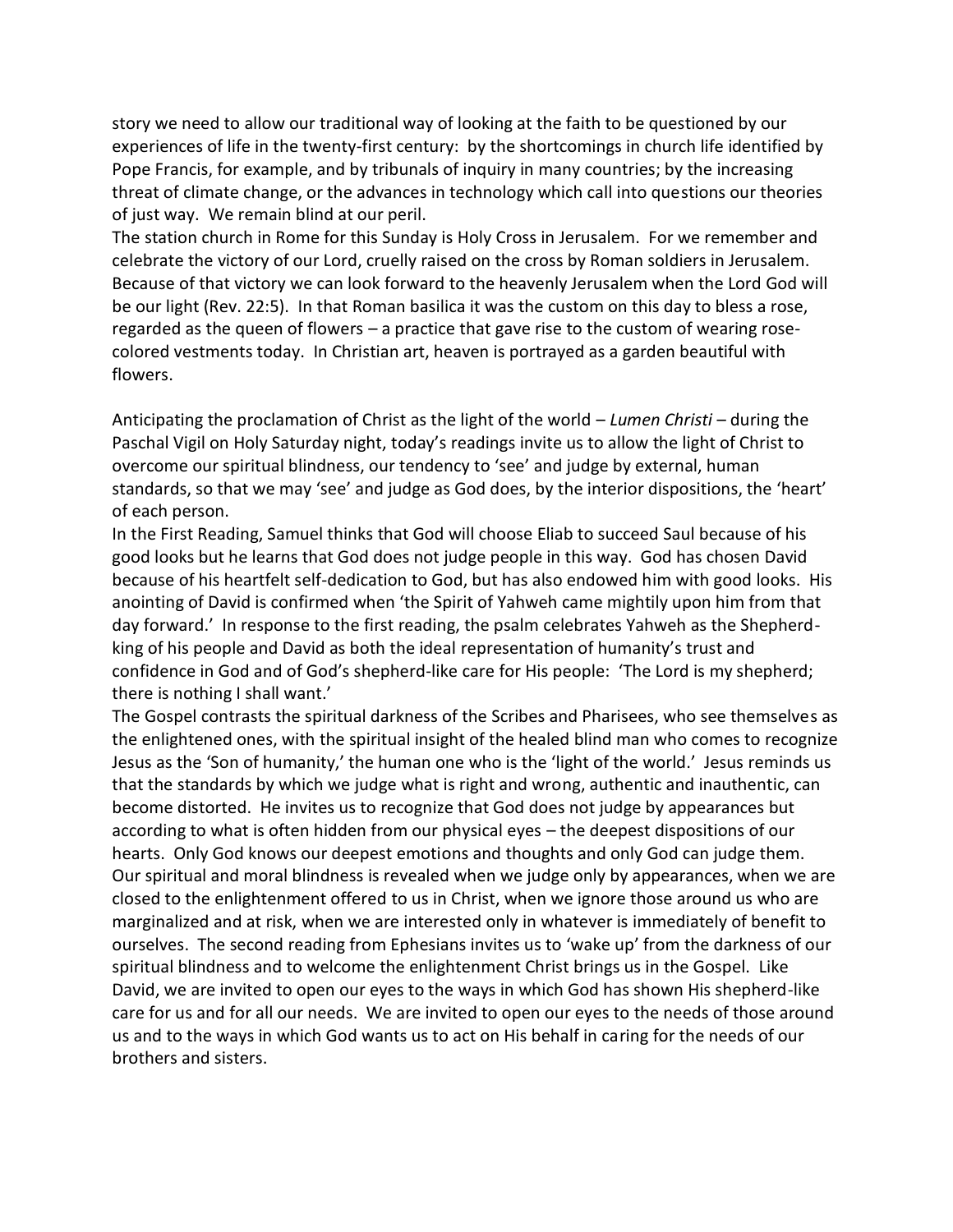story we need to allow our traditional way of looking at the faith to be questioned by our experiences of life in the twenty-first century: by the shortcomings in church life identified by Pope Francis, for example, and by tribunals of inquiry in many countries; by the increasing threat of climate change, or the advances in technology which call into questions our theories of just way. We remain blind at our peril.

The station church in Rome for this Sunday is Holy Cross in Jerusalem. For we remember and celebrate the victory of our Lord, cruelly raised on the cross by Roman soldiers in Jerusalem. Because of that victory we can look forward to the heavenly Jerusalem when the Lord God will be our light (Rev. 22:5). In that Roman basilica it was the custom on this day to bless a rose, regarded as the queen of flowers – a practice that gave rise to the custom of wearing rose-colored vestments today. In Christian art, heaven is portrayed as a garden beautiful with flowers.

Anticipating the proclamation of Christ as the light of the world – *Lumen Christi* – during the Paschal Vigil on Holy Saturday night, today's readings invite us to allow the light of Christ to overcome our spiritual blindness, our tendency to 'see' and judge by external, human standards, so that we may 'see' and judge as God does, by the interior dispositions, the 'heart' of each person.

In the First Reading, Samuel thinks that God will choose Eliab to succeed Saul because of his good looks but he learns that God does not judge people in this way. God has chosen David because of his heartfelt self-dedication to God, but has also endowed him with good looks. His anointing of David is confirmed when 'the Spirit of Yahweh came mightily upon him from that day forward.' In response to the first reading, the psalm celebrates Yahweh as the Shepherd-king of his people and David as both the ideal representation of humanity's trust and confidence in God and of God's shepherd-like care for His people: 'The Lord is my shepherd; there is nothing I shall want.'

The Gospel contrasts the spiritual darkness of the Scribes and Pharisees, who see themselves as the enlightened ones, with the spiritual insight of the healed blind man who comes to recognize Jesus as the 'Son of humanity,' the human one who is the 'light of the world.' Jesus reminds us that the standards by which we judge what is right and wrong, authentic and inauthentic, can become distorted. He invites us to recognize that God does not judge by appearances but according to what is often hidden from our physical eyes – the deepest dispositions of our hearts. Only God knows our deepest emotions and thoughts and only God can judge them. Our spiritual and moral blindness is revealed when we judge only by appearances, when we are closed to the enlightenment offered to us in Christ, when we ignore those around us who are marginalized and at risk, when we are interested only in whatever is immediately of benefit to ourselves. The second reading from Ephesians invites us to 'wake up' from the darkness of our spiritual blindness and to welcome the enlightenment Christ brings us in the Gospel. Like David, we are invited to open our eyes to the ways in which God has shown His shepherd-like care for us and for all our needs. We are invited to open our eyes to the needs of those around us and to the ways in which God wants us to act on His behalf in caring for the needs of our brothers and sisters.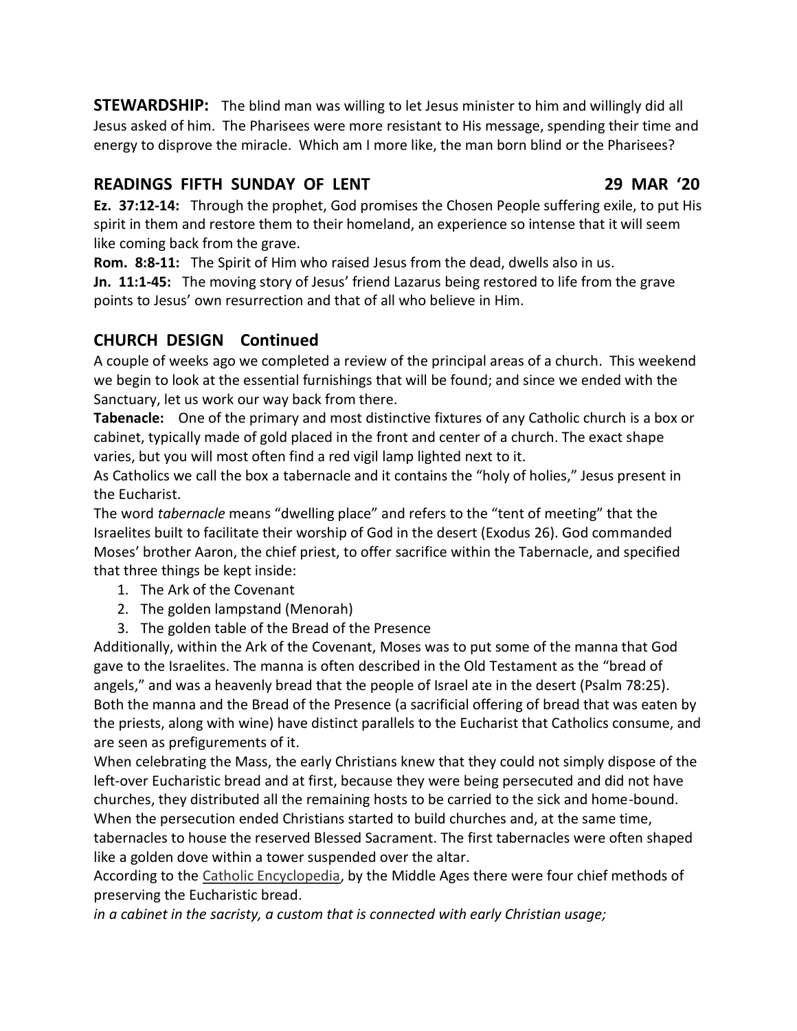**STEWARDSHIP:** The blind man was willing to let Jesus minister to him and willingly did all Jesus asked of him. The Pharisees were more resistant to His message, spending their time and energy to disprove the miracle. Which am I more like, the man born blind or the Pharisees?

## READINGS FIFTH SUNDAY OF LENT 29 MAR '20

**Ez. 37:12-14:** Through the prophet, God promises the Chosen People suffering exile, to put His spirit in them and restore them to their homeland, an experience so intense that it will seem like coming back from the grave.

**Rom. 8:8-11:** The Spirit of Him who raised Jesus from the dead, dwells also in us.

**Jn. 11:1-45:** The moving story of Jesus' friend Lazarus being restored to life from the grave points to Jesus' own resurrection and that of all who believe in Him.

## CHURCH DESIGN Continued

A couple of weeks ago we completed a review of the principal areas of a church. This weekend we begin to look at the essential furnishings that will be found; and since we ended with the Sanctuary, let us work our way back from there.

**Tabenacle:** One of the primary and most distinctive fixtures of any Catholic church is a box or cabinet, typically made of gold placed in the front and center of a church. The exact shape varies, but you will most often find a red vigil lamp lighted next to it.

As Catholics we call the box a tabernacle and it contains the "holy of holies," Jesus present in the Eucharist.

The word *tabernacle* means "dwelling place" and refers to the "tent of meeting" that the Israelites built to facilitate their worship of God in the desert (Exodus 26). God commanded Moses' brother Aaron, the chief priest, to offer sacrifice within the Tabernacle, and specified that three things be kept inside:

1. The Ark of the Covenant
2. The golden lampstand (Menorah)
3. The golden table of the Bread of the Presence

Additionally, within the Ark of the Covenant, Moses was to put some of the manna that God gave to the Israelites. The manna is often described in the Old Testament as the "bread of angels," and was a heavenly bread that the people of Israel ate in the desert (Psalm 78:25). Both the manna and the Bread of the Presence (a sacrificial offering of bread that was eaten by the priests, along with wine) have distinct parallels to the Eucharist that Catholics consume, and are seen as prefigurements of it.

When celebrating the Mass, the early Christians knew that they could not simply dispose of the left-over Eucharistic bread and at first, because they were being persecuted and did not have churches, they distributed all the remaining hosts to be carried to the sick and home-bound. When the persecution ended Christians started to build churches and, at the same time, tabernacles to house the reserved Blessed Sacrament. The first tabernacles were often shaped like a golden dove within a tower suspended over the altar.

According to the Catholic Encyclopedia, by the Middle Ages there were four chief methods of preserving the Eucharistic bread.

*in a cabinet in the sacristy, a custom that is connected with early Christian usage;*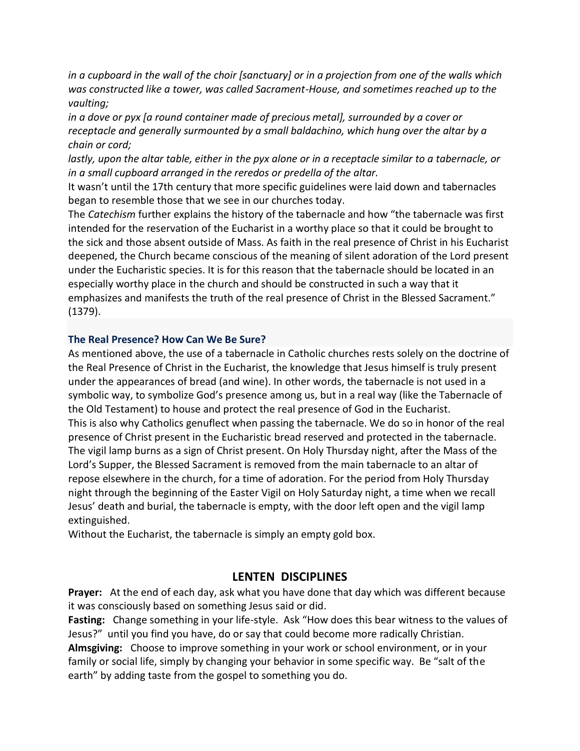*in a cupboard in the wall of the choir [sanctuary] or in a projection from one of the walls which was constructed like a tower, was called Sacrament-House, and sometimes reached up to the vaulting;*

*in a dove or pyx [a round container made of precious metal], surrounded by a cover or receptacle and generally surmounted by a small baldachino, which hung over the altar by a chain or cord;*

*lastly, upon the altar table, either in the pyx alone or in a receptacle similar to a tabernacle, or in a small cupboard arranged in the reredos or predella of the altar.*

It wasn't until the 17th century that more specific guidelines were laid down and tabernacles began to resemble those that we see in our churches today.

The *Catechism* further explains the history of the tabernacle and how "the tabernacle was first intended for the reservation of the Eucharist in a worthy place so that it could be brought to the sick and those absent outside of Mass. As faith in the real presence of Christ in his Eucharist deepened, the Church became conscious of the meaning of silent adoration of the Lord present under the Eucharistic species. It is for this reason that the tabernacle should be located in an especially worthy place in the church and should be constructed in such a way that it emphasizes and manifests the truth of the real presence of Christ in the Blessed Sacrament." (1379).

### The Real Presence? How Can We Be Sure?

As mentioned above, the use of a tabernacle in Catholic churches rests solely on the doctrine of the Real Presence of Christ in the Eucharist, the knowledge that Jesus himself is truly present under the appearances of bread (and wine). In other words, the tabernacle is not used in a symbolic way, to symbolize God's presence among us, but in a real way (like the Tabernacle of the Old Testament) to house and protect the real presence of God in the Eucharist.

This is also why Catholics genuflect when passing the tabernacle. We do so in honor of the real presence of Christ present in the Eucharistic bread reserved and protected in the tabernacle. The vigil lamp burns as a sign of Christ present. On Holy Thursday night, after the Mass of the Lord's Supper, the Blessed Sacrament is removed from the main tabernacle to an altar of repose elsewhere in the church, for a time of adoration. For the period from Holy Thursday night through the beginning of the Easter Vigil on Holy Saturday night, a time when we recall Jesus' death and burial, the tabernacle is empty, with the door left open and the vigil lamp extinguished.

Without the Eucharist, the tabernacle is simply an empty gold box.

## LENTEN DISCIPLINES

**Prayer:** At the end of each day, ask what you have done that day which was different because it was consciously based on something Jesus said or did.

**Fasting:** Change something in your life-style. Ask "How does this bear witness to the values of Jesus?" until you find you have, do or say that could become more radically Christian.

**Almsgiving:** Choose to improve something in your work or school environment, or in your family or social life, simply by changing your behavior in some specific way. Be "salt of the earth" by adding taste from the gospel to something you do.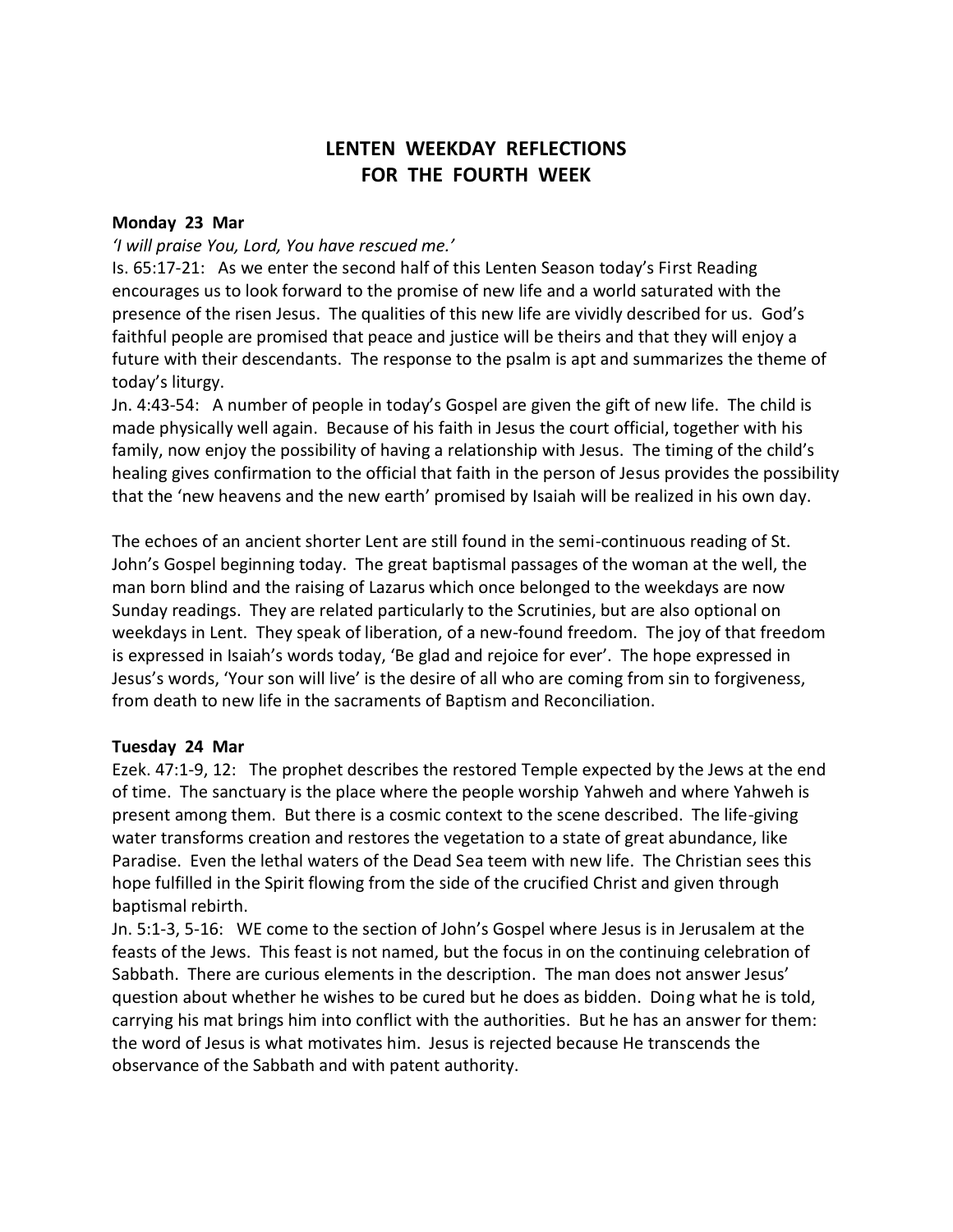# LENTEN WEEKDAY REFLECTIONS
# FOR THE FOURTH WEEK

**Monday 23 Mar**

*'I will praise You, Lord, You have rescued me.'*

Is. 65:17-21: As we enter the second half of this Lenten Season today's First Reading encourages us to look forward to the promise of new life and a world saturated with the presence of the risen Jesus. The qualities of this new life are vividly described for us. God's faithful people are promised that peace and justice will be theirs and that they will enjoy a future with their descendants. The response to the psalm is apt and summarizes the theme of today's liturgy.

Jn. 4:43-54: A number of people in today's Gospel are given the gift of new life. The child is made physically well again. Because of his faith in Jesus the court official, together with his family, now enjoy the possibility of having a relationship with Jesus. The timing of the child's healing gives confirmation to the official that faith in the person of Jesus provides the possibility that the 'new heavens and the new earth' promised by Isaiah will be realized in his own day.

The echoes of an ancient shorter Lent are still found in the semi-continuous reading of St. John's Gospel beginning today. The great baptismal passages of the woman at the well, the man born blind and the raising of Lazarus which once belonged to the weekdays are now Sunday readings. They are related particularly to the Scrutinies, but are also optional on weekdays in Lent. They speak of liberation, of a new-found freedom. The joy of that freedom is expressed in Isaiah's words today, 'Be glad and rejoice for ever'. The hope expressed in Jesus's words, 'Your son will live' is the desire of all who are coming from sin to forgiveness, from death to new life in the sacraments of Baptism and Reconciliation.

**Tuesday 24 Mar**

Ezek. 47:1-9, 12: The prophet describes the restored Temple expected by the Jews at the end of time. The sanctuary is the place where the people worship Yahweh and where Yahweh is present among them. But there is a cosmic context to the scene described. The life-giving water transforms creation and restores the vegetation to a state of great abundance, like Paradise. Even the lethal waters of the Dead Sea teem with new life. The Christian sees this hope fulfilled in the Spirit flowing from the side of the crucified Christ and given through baptismal rebirth.

Jn. 5:1-3, 5-16: WE come to the section of John's Gospel where Jesus is in Jerusalem at the feasts of the Jews. This feast is not named, but the focus in on the continuing celebration of Sabbath. There are curious elements in the description. The man does not answer Jesus' question about whether he wishes to be cured but he does as bidden. Doing what he is told, carrying his mat brings him into conflict with the authorities. But he has an answer for them: the word of Jesus is what motivates him. Jesus is rejected because He transcends the observance of the Sabbath and with patent authority.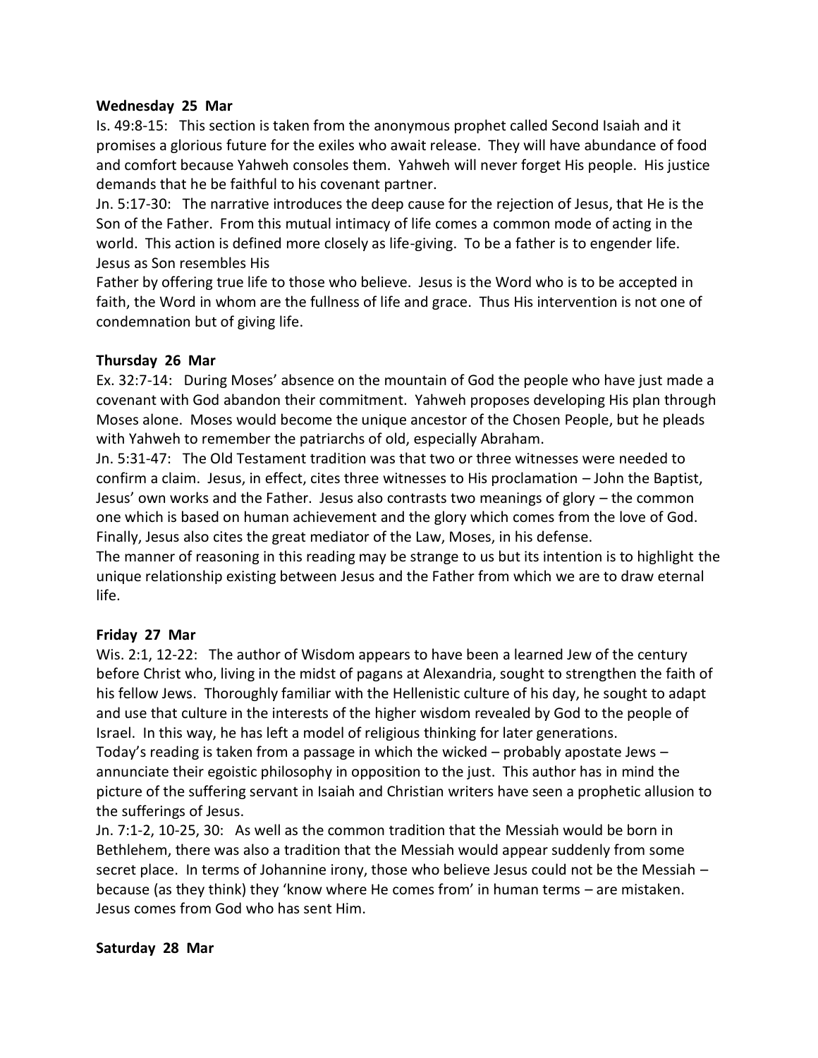**Wednesday 25 Mar**

Is. 49:8-15: This section is taken from the anonymous prophet called Second Isaiah and it promises a glorious future for the exiles who await release. They will have abundance of food and comfort because Yahweh consoles them. Yahweh will never forget His people. His justice demands that he be faithful to his covenant partner.

Jn. 5:17-30: The narrative introduces the deep cause for the rejection of Jesus, that He is the Son of the Father. From this mutual intimacy of life comes a common mode of acting in the world. This action is defined more closely as life-giving. To be a father is to engender life. Jesus as Son resembles His

Father by offering true life to those who believe. Jesus is the Word who is to be accepted in faith, the Word in whom are the fullness of life and grace. Thus His intervention is not one of condemnation but of giving life.

**Thursday 26 Mar**

Ex. 32:7-14: During Moses' absence on the mountain of God the people who have just made a covenant with God abandon their commitment. Yahweh proposes developing His plan through Moses alone. Moses would become the unique ancestor of the Chosen People, but he pleads with Yahweh to remember the patriarchs of old, especially Abraham.

Jn. 5:31-47: The Old Testament tradition was that two or three witnesses were needed to confirm a claim. Jesus, in effect, cites three witnesses to His proclamation – John the Baptist, Jesus' own works and the Father. Jesus also contrasts two meanings of glory – the common one which is based on human achievement and the glory which comes from the love of God. Finally, Jesus also cites the great mediator of the Law, Moses, in his defense.

The manner of reasoning in this reading may be strange to us but its intention is to highlight the unique relationship existing between Jesus and the Father from which we are to draw eternal life.

**Friday 27 Mar**

Wis. 2:1, 12-22: The author of Wisdom appears to have been a learned Jew of the century before Christ who, living in the midst of pagans at Alexandria, sought to strengthen the faith of his fellow Jews. Thoroughly familiar with the Hellenistic culture of his day, he sought to adapt and use that culture in the interests of the higher wisdom revealed by God to the people of Israel. In this way, he has left a model of religious thinking for later generations.

Today's reading is taken from a passage in which the wicked – probably apostate Jews – annunciate their egoistic philosophy in opposition to the just. This author has in mind the picture of the suffering servant in Isaiah and Christian writers have seen a prophetic allusion to the sufferings of Jesus.

Jn. 7:1-2, 10-25, 30: As well as the common tradition that the Messiah would be born in Bethlehem, there was also a tradition that the Messiah would appear suddenly from some secret place. In terms of Johannine irony, those who believe Jesus could not be the Messiah – because (as they think) they 'know where He comes from' in human terms – are mistaken. Jesus comes from God who has sent Him.

**Saturday 28 Mar**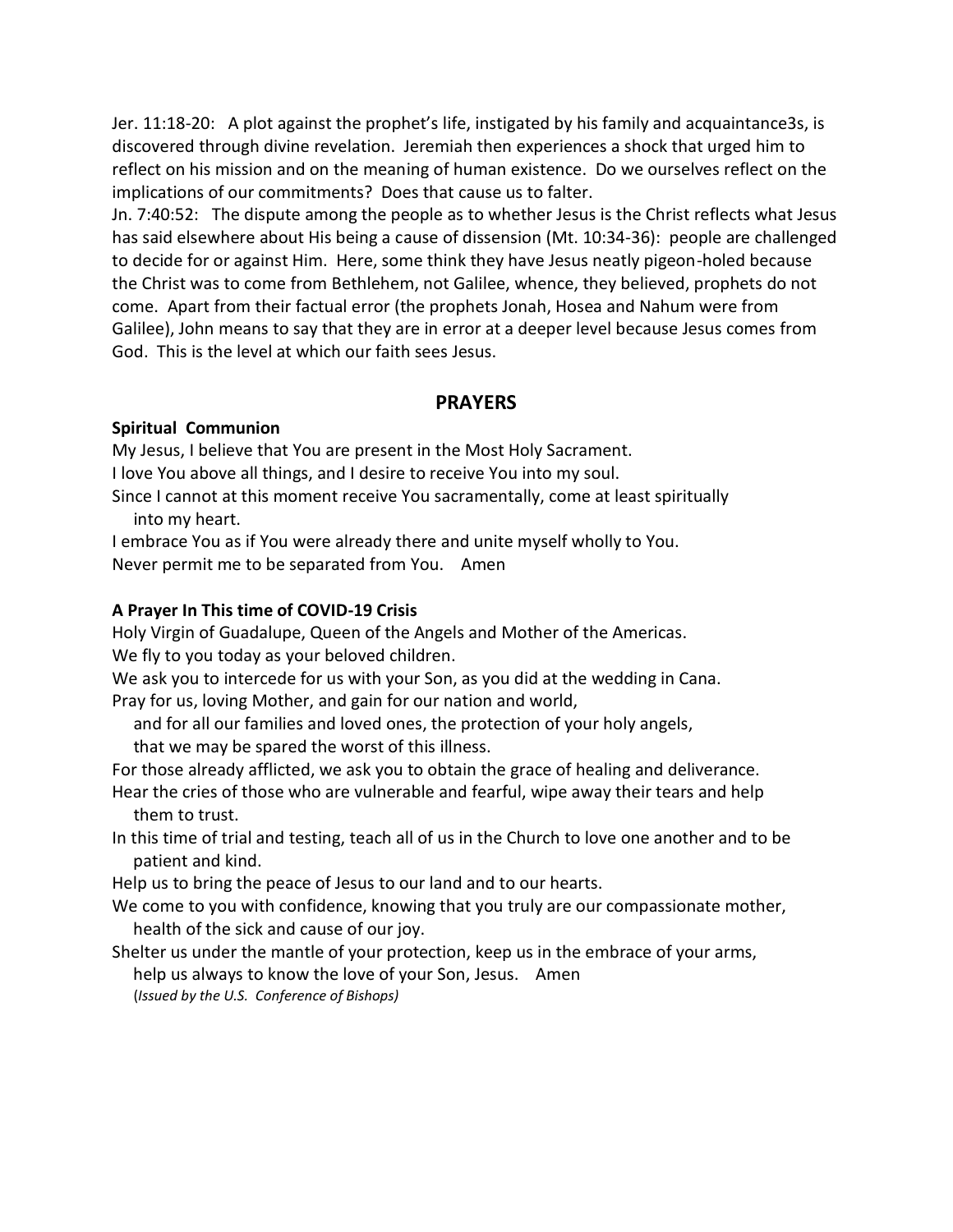Jer. 11:18-20: A plot against the prophet's life, instigated by his family and acquaintance3s, is discovered through divine revelation. Jeremiah then experiences a shock that urged him to reflect on his mission and on the meaning of human existence. Do we ourselves reflect on the implications of our commitments? Does that cause us to falter.

Jn. 7:40:52: The dispute among the people as to whether Jesus is the Christ reflects what Jesus has said elsewhere about His being a cause of dissension (Mt. 10:34-36): people are challenged to decide for or against Him. Here, some think they have Jesus neatly pigeon-holed because the Christ was to come from Bethlehem, not Galilee, whence, they believed, prophets do not come. Apart from their factual error (the prophets Jonah, Hosea and Nahum were from Galilee), John means to say that they are in error at a deeper level because Jesus comes from God. This is the level at which our faith sees Jesus.

## PRAYERS

**Spiritual Communion**

My Jesus, I believe that You are present in the Most Holy Sacrament.
I love You above all things, and I desire to receive You into my soul.
Since I cannot at this moment receive You sacramentally, come at least spiritually into my heart.
I embrace You as if You were already there and unite myself wholly to You.
Never permit me to be separated from You. Amen

**A Prayer In This time of COVID-19 Crisis**

Holy Virgin of Guadalupe, Queen of the Angels and Mother of the Americas.
We fly to you today as your beloved children.
We ask you to intercede for us with your Son, as you did at the wedding in Cana.
Pray for us, loving Mother, and gain for our nation and world,
and for all our families and loved ones, the protection of your holy angels,
that we may be spared the worst of this illness.
For those already afflicted, we ask you to obtain the grace of healing and deliverance.
Hear the cries of those who are vulnerable and fearful, wipe away their tears and help them to trust.
In this time of trial and testing, teach all of us in the Church to love one another and to be patient and kind.
Help us to bring the peace of Jesus to our land and to our hearts.
We come to you with confidence, knowing that you truly are our compassionate mother, health of the sick and cause of our joy.
Shelter us under the mantle of your protection, keep us in the embrace of your arms,
help us always to know the love of your Son, Jesus. Amen
(*Issued by the U.S. Conference of Bishops)*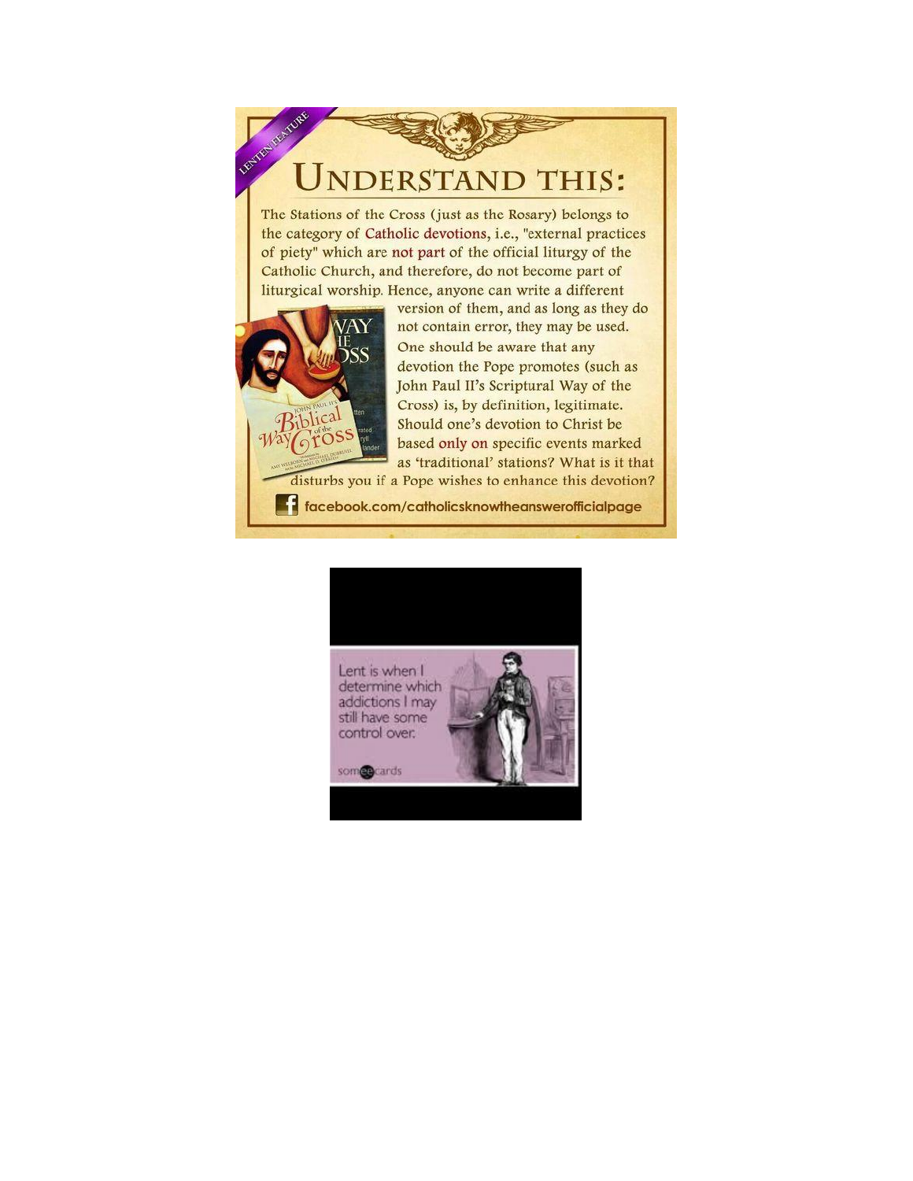LENTEN FEATURE

# UNDERSTAND THIS:

The Stations of the Cross (just as the Rosary) belongs to the category of Catholic devotions, i.e., "external practices of piety" which are not part of the official liturgy of the Catholic Church, and therefore, do not become part of liturgical worship. Hence, anyone can write a different version of them, and as long as they do not contain error, they may be used. One should be aware that any devotion the Pope promotes (such as John Paul II's Scriptural Way of the Cross) is, by definition, legitimate. Should one's devotion to Christ be based only on specific events marked as 'traditional' stations? What is it that disturbs you if a Pope wishes to enhance this devotion?

facebook.com/catholicsknowtheanswerofficialpage

Lent is when I determine which addictions I may still have some control over.

someecards